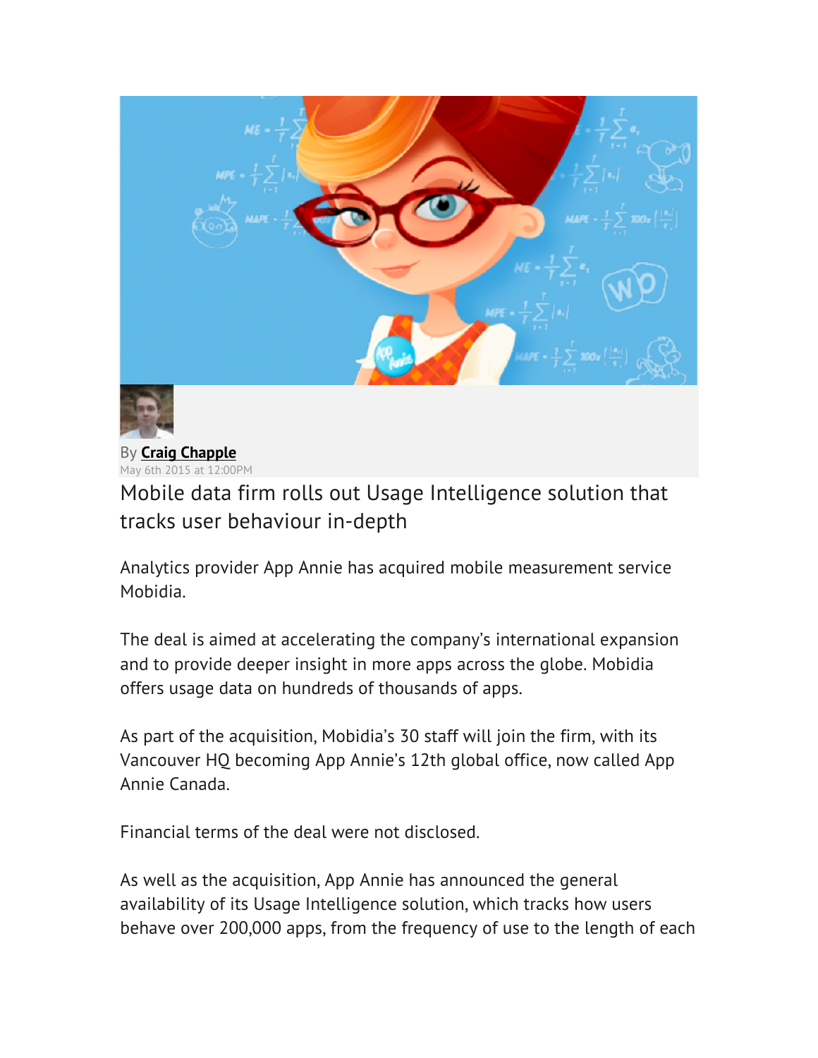By **Craig Chapple**
May 6th 2015 at 12:00PM

# Mobile data firm rolls out Usage Intelligence solution that tracks user behaviour in-depth

Analytics provider App Annie has acquired mobile measurement service Mobidia.

The deal is aimed at accelerating the company's international expansion and to provide deeper insight in more apps across the globe. Mobidia offers usage data on hundreds of thousands of apps.

As part of the acquisition, Mobidia's 30 staff will join the firm, with its Vancouver HQ becoming App Annie's 12th global office, now called App Annie Canada.

Financial terms of the deal were not disclosed.

As well as the acquisition, App Annie has announced the general availability of its Usage Intelligence solution, which tracks how users behave over 200,000 apps, from the frequency of use to the length of each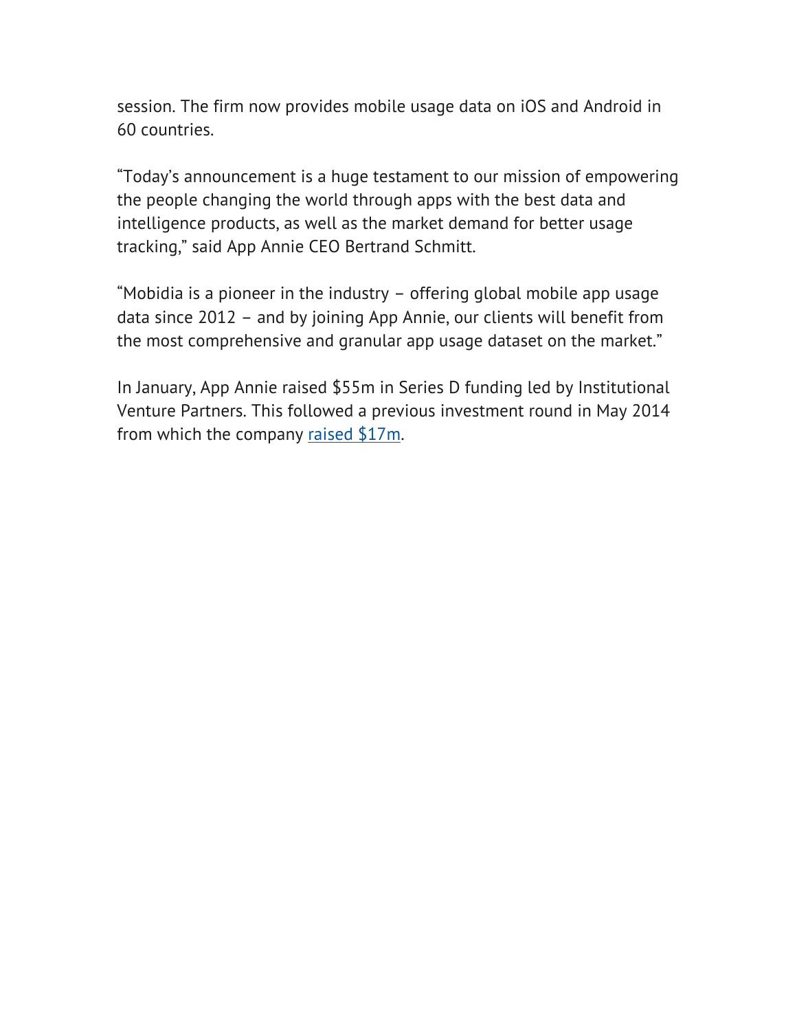session. The firm now provides mobile usage data on iOS and Android in 60 countries.

“Today’s announcement is a huge testament to our mission of empowering the people changing the world through apps with the best data and intelligence products, as well as the market demand for better usage tracking,” said App Annie CEO Bertrand Schmitt.

“Mobidia is a pioneer in the industry – offering global mobile app usage data since 2012 – and by joining App Annie, our clients will benefit from the most comprehensive and granular app usage dataset on the market.”

In January, App Annie raised $55m in Series D funding led by Institutional Venture Partners. This followed a previous investment round in May 2014 from which the company raised $17m.